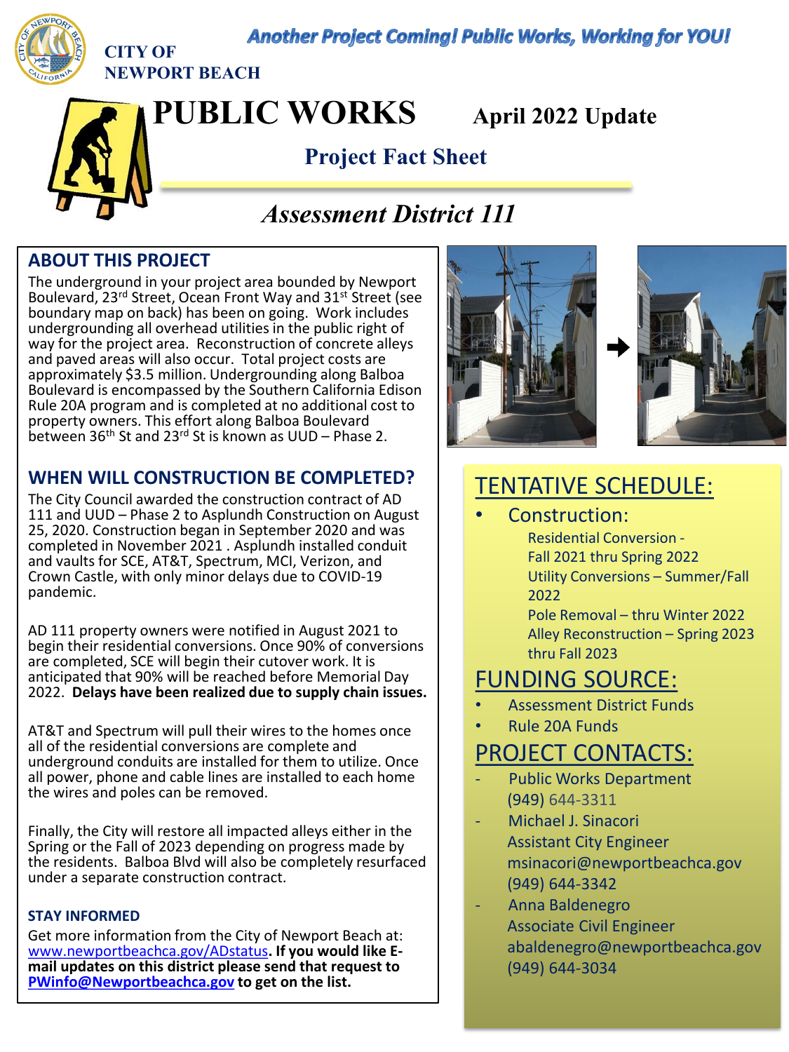Another Project Coming! Public Works, Working for YOU!

CITY OF NEWPORT BEACH

# PUBLIC WORKS

## April 2022 Update

### Project Fact Sheet

## *Assessment District 111*

### ABOUT THIS PROJECT

The underground in your project area bounded by Newport Boulevard, 23rd Street, Ocean Front Way and 31st Street (see boundary map on back) has been on going. Work includes undergrounding all overhead utilities in the public right of way for the project area. Reconstruction of concrete alleys and paved areas will also occur. Total project costs are approximately $3.5 million. Undergrounding along Balboa Boulevard is encompassed by the Southern California Edison Rule 20A program and is completed at no additional cost to property owners. This effort along Balboa Boulevard between 36th St and 23rd St is known as UUD – Phase 2.

### WHEN WILL CONSTRUCTION BE COMPLETED?

The City Council awarded the construction contract of AD 111 and UUD – Phase 2 to Asplundh Construction on August 25, 2020. Construction began in September 2020 and was completed in November 2021 . Asplundh installed conduit and vaults for SCE, AT&T, Spectrum, MCI, Verizon, and Crown Castle, with only minor delays due to COVID-19 pandemic.

AD 111 property owners were notified in August 2021 to begin their residential conversions. Once 90% of conversions are completed, SCE will begin their cutover work. It is anticipated that 90% will be reached before Memorial Day 2022. **Delays have been realized due to supply chain issues.**

AT&T and Spectrum will pull their wires to the homes once all of the residential conversions are complete and underground conduits are installed for them to utilize. Once all power, phone and cable lines are installed to each home the wires and poles can be removed.

Finally, the City will restore all impacted alleys either in the Spring or the Fall of 2023 depending on progress made by the residents. Balboa Blvd will also be completely resurfaced under a separate construction contract.

### STAY INFORMED

Get more information from the City of Newport Beach at: www.newportbeachca.gov/ADstatus. **If you would like E-mail updates on this district please send that request to PWinfo@Newportbeachca.gov to get on the list.**

## TENTATIVE SCHEDULE:

- Construction:
  - Residential Conversion - Fall 2021 thru Spring 2022
  - Utility Conversions – Summer/Fall 2022
  - Pole Removal – thru Winter 2022
  - Alley Reconstruction – Spring 2023 thru Fall 2023

## FUNDING SOURCE:

- Assessment District Funds
- Rule 20A Funds

## PROJECT CONTACTS:

- Public Works Department
  (949) 644-3311
- Michael J. Sinacori
  Assistant City Engineer
  msinacori@newportbeachca.gov
  (949) 644-3342
- Anna Baldenegro
  Associate Civil Engineer
  abaldenegro@newportbeachca.gov
  (949) 644-3034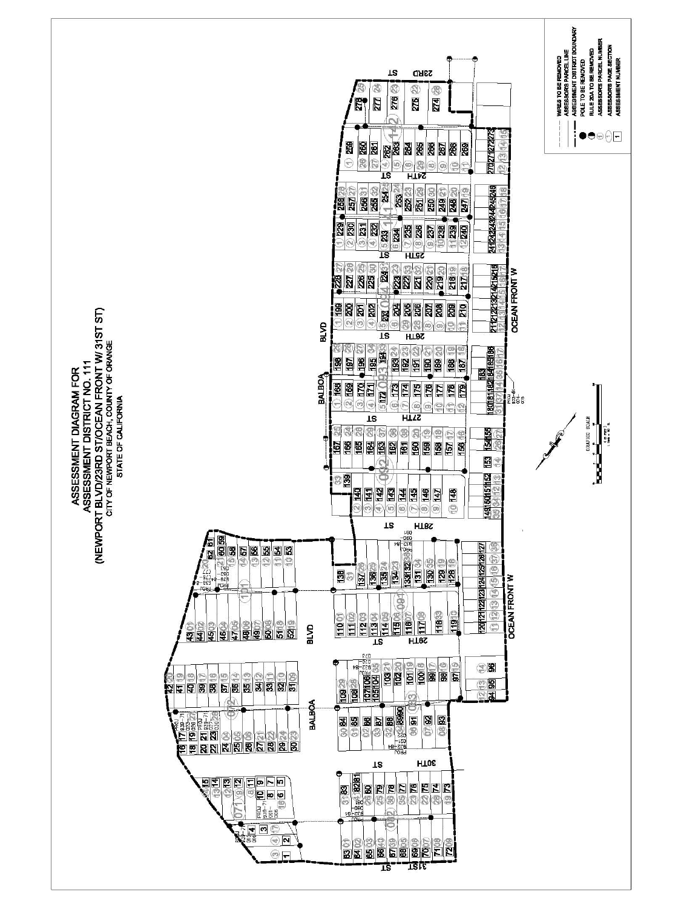# ASSESSMENT DIAGRAM FOR ASSESSMENT DISTRICT NO. 111

(NEWPORT BLVD/23RD ST/OCEAN FRONT W/ 31ST ST)

CITY OF NEWPORT BEACH, COUNTY OF ORANGE

STATE OF CALIFORNIA

BALBOA BLVD

OCEAN FRONT W

31ST ST

30TH ST

29TH ST

28TH ST

27TH ST

26TH ST

25TH ST

24TH ST

23RD ST

GRAPHIC SCALE

- WIRES TO BE REMOVED
- ASSESSOR'S PARCEL LINE
- ASSESSMENT DISTRICT BOUNDARY
- POLE TO BE REMOVED
- RULE 20A TO BE REMOVED
- ASSESSOR'S PARCEL NUMBER
- ASSESSOR'S PAGE SECTION
- ASSESSMENT NUMBER